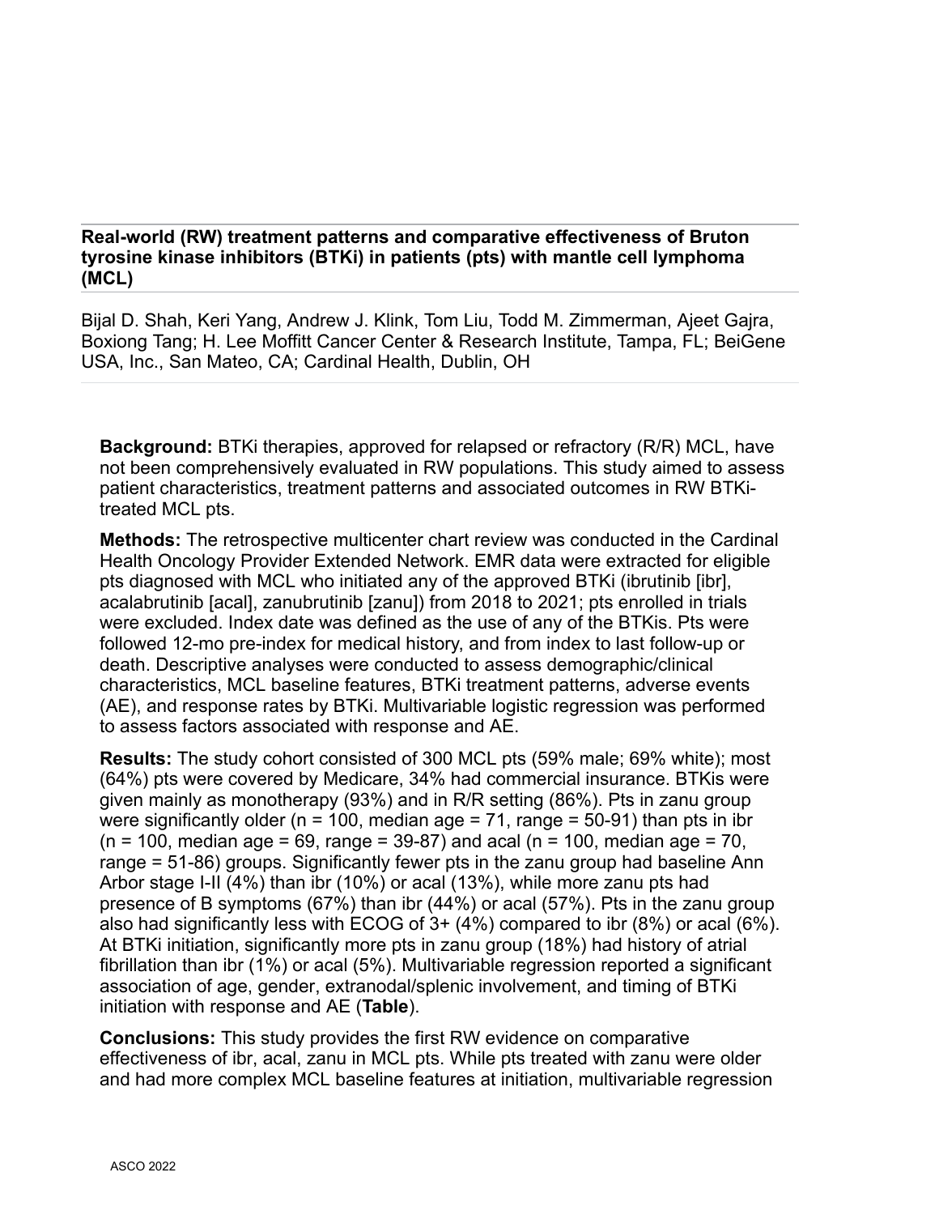## Real-world (RW) treatment patterns and comparative effectiveness of Bruton tyrosine kinase inhibitors (BTKi) in patients (pts) with mantle cell lymphoma (MCL)

Bijal D. Shah, Keri Yang, Andrew J. Klink, Tom Liu, Todd M. Zimmerman, Ajeet Gajra, Boxiong Tang; H. Lee Moffitt Cancer Center & Research Institute, Tampa, FL; BeiGene USA, Inc., San Mateo, CA; Cardinal Health, Dublin, OH

**Background:** BTKi therapies, approved for relapsed or refractory (R/R) MCL, have not been comprehensively evaluated in RW populations. This study aimed to assess patient characteristics, treatment patterns and associated outcomes in RW BTKi-treated MCL pts.

**Methods:** The retrospective multicenter chart review was conducted in the Cardinal Health Oncology Provider Extended Network. EMR data were extracted for eligible pts diagnosed with MCL who initiated any of the approved BTKi (ibrutinib [ibr], acalabrutinib [acal], zanubrutinib [zanu]) from 2018 to 2021; pts enrolled in trials were excluded. Index date was defined as the use of any of the BTKis. Pts were followed 12-mo pre-index for medical history, and from index to last follow-up or death. Descriptive analyses were conducted to assess demographic/clinical characteristics, MCL baseline features, BTKi treatment patterns, adverse events (AE), and response rates by BTKi. Multivariable logistic regression was performed to assess factors associated with response and AE.

**Results:** The study cohort consisted of 300 MCL pts (59% male; 69% white); most (64%) pts were covered by Medicare, 34% had commercial insurance. BTKis were given mainly as monotherapy (93%) and in R/R setting (86%). Pts in zanu group were significantly older (n = 100, median age = 71, range = 50-91) than pts in ibr (n = 100, median age = 69, range = 39-87) and acal (n = 100, median age = 70, range = 51-86) groups. Significantly fewer pts in the zanu group had baseline Ann Arbor stage I-II (4%) than ibr (10%) or acal (13%), while more zanu pts had presence of B symptoms (67%) than ibr (44%) or acal (57%). Pts in the zanu group also had significantly less with ECOG of 3+ (4%) compared to ibr (8%) or acal (6%). At BTKi initiation, significantly more pts in zanu group (18%) had history of atrial fibrillation than ibr (1%) or acal (5%). Multivariable regression reported a significant association of age, gender, extranodal/splenic involvement, and timing of BTKi initiation with response and AE (**Table**).

**Conclusions:** This study provides the first RW evidence on comparative effectiveness of ibr, acal, zanu in MCL pts. While pts treated with zanu were older and had more complex MCL baseline features at initiation, multivariable regression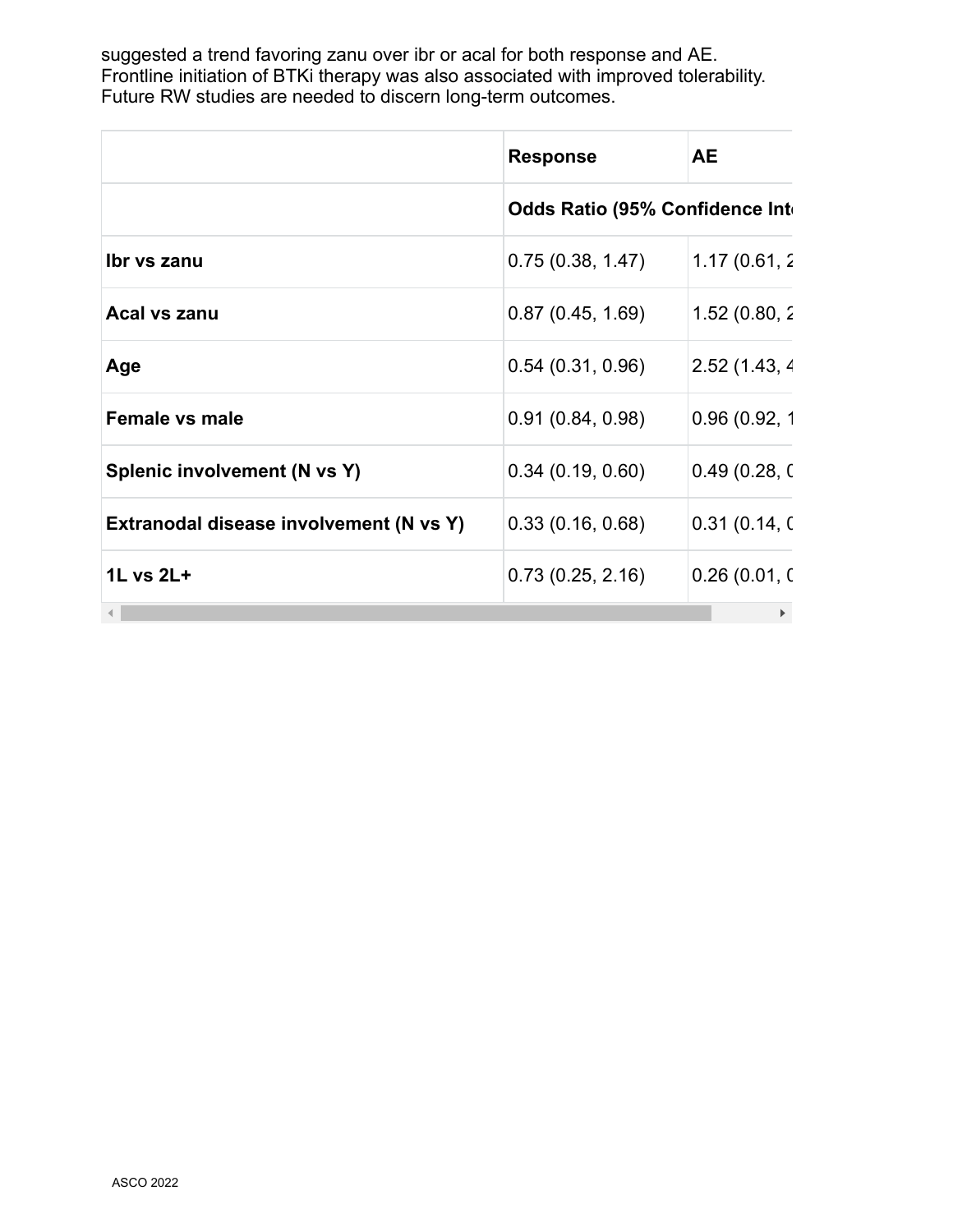suggested a trend favoring zanu over ibr or acal for both response and AE. Frontline initiation of BTKi therapy was also associated with improved tolerability. Future RW studies are needed to discern long-term outcomes.

| | Response | AE |
|---|---|---|
| | Odds Ratio (95% Confidence Int | |
| **Ibr vs zanu** | 0.75 (0.38, 1.47) | 1.17 (0.61, 2 |
| **Acal vs zanu** | 0.87 (0.45, 1.69) | 1.52 (0.80, 2 |
| **Age** | 0.54 (0.31, 0.96) | 2.52 (1.43, 4 |
| **Female vs male** | 0.91 (0.84, 0.98) | 0.96 (0.92, 1 |
| **Splenic involvement (N vs Y)** | 0.34 (0.19, 0.60) | 0.49 (0.28, 0 |
| **Extranodal disease involvement (N vs Y)** | 0.33 (0.16, 0.68) | 0.31 (0.14, 0 |
| **1L vs 2L+** | 0.73 (0.25, 2.16) | 0.26 (0.01, 0 |

ASCO 2022